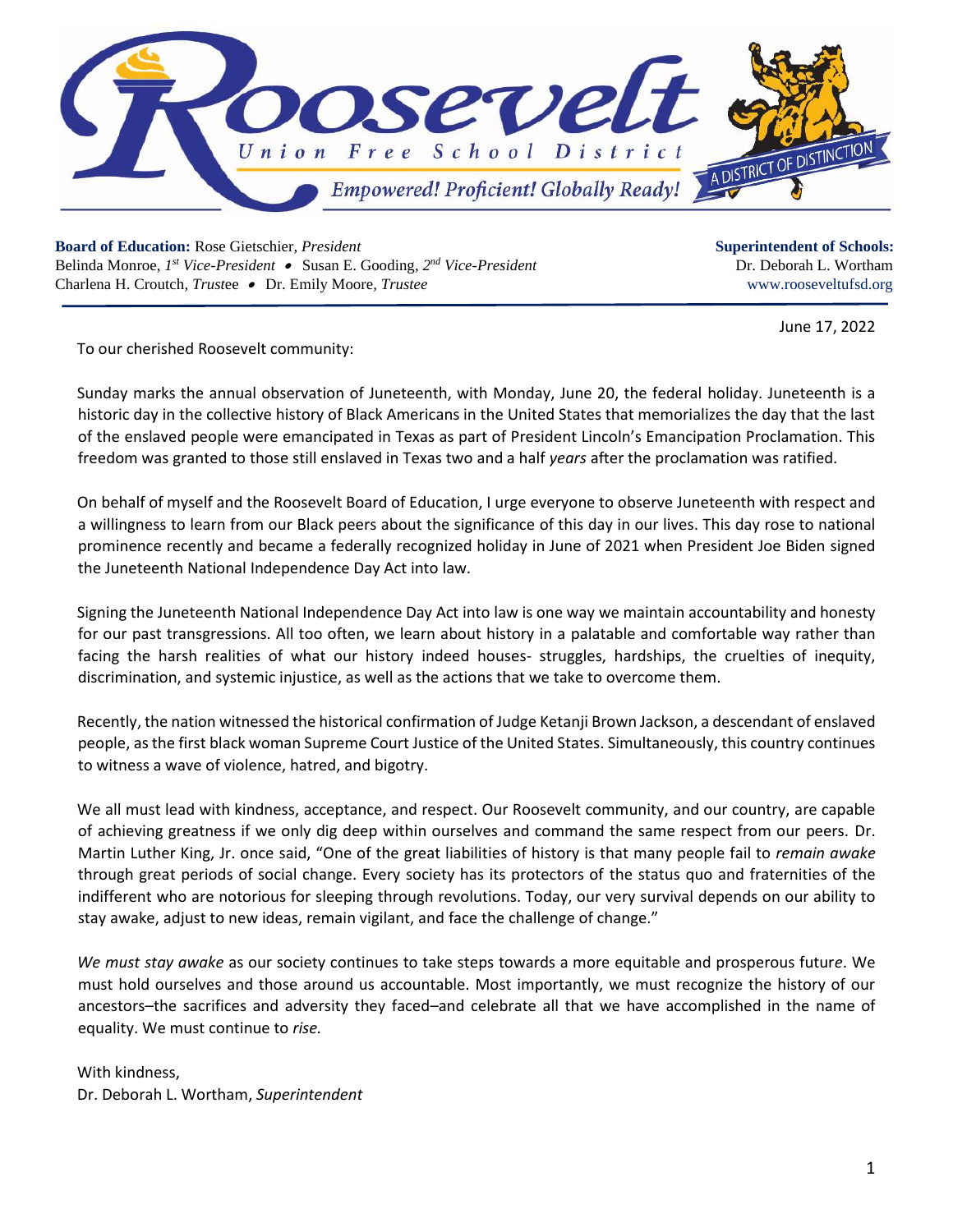# Roosevelt Union Free School District

*Empowered! Proficient! Globally Ready!*

A DISTRICT OF DISTINCTION

**Board of Education:** Rose Gietschier, *President*
Belinda Monroe, *1st Vice-President* • Susan E. Gooding, *2nd Vice-President*
Charlena H. Croutch, *Trustee* • Dr. Emily Moore, *Trustee*

**Superintendent of Schools:**
Dr. Deborah L. Wortham
www.rooseveltufsd.org

June 17, 2022

To our cherished Roosevelt community:

Sunday marks the annual observation of Juneteenth, with Monday, June 20, the federal holiday. Juneteenth is a historic day in the collective history of Black Americans in the United States that memorializes the day that the last of the enslaved people were emancipated in Texas as part of President Lincoln's Emancipation Proclamation. This freedom was granted to those still enslaved in Texas two and a half *years* after the proclamation was ratified.

On behalf of myself and the Roosevelt Board of Education, I urge everyone to observe Juneteenth with respect and a willingness to learn from our Black peers about the significance of this day in our lives. This day rose to national prominence recently and became a federally recognized holiday in June of 2021 when President Joe Biden signed the Juneteenth National Independence Day Act into law.

Signing the Juneteenth National Independence Day Act into law is one way we maintain accountability and honesty for our past transgressions. All too often, we learn about history in a palatable and comfortable way rather than facing the harsh realities of what our history indeed houses- struggles, hardships, the cruelties of inequity, discrimination, and systemic injustice, as well as the actions that we take to overcome them.

Recently, the nation witnessed the historical confirmation of Judge Ketanji Brown Jackson, a descendant of enslaved people, as the first black woman Supreme Court Justice of the United States. Simultaneously, this country continues to witness a wave of violence, hatred, and bigotry.

We all must lead with kindness, acceptance, and respect. Our Roosevelt community, and our country, are capable of achieving greatness if we only dig deep within ourselves and command the same respect from our peers. Dr. Martin Luther King, Jr. once said, "One of the great liabilities of history is that many people fail to *remain awake* through great periods of social change. Every society has its protectors of the status quo and fraternities of the indifferent who are notorious for sleeping through revolutions. Today, our very survival depends on our ability to stay awake, adjust to new ideas, remain vigilant, and face the challenge of change."

*We must stay awake* as our society continues to take steps towards a more equitable and prosperous future. We must hold ourselves and those around us accountable. Most importantly, we must recognize the history of our ancestors–the sacrifices and adversity they faced–and celebrate all that we have accomplished in the name of equality. We must continue to *rise.*

With kindness,
Dr. Deborah L. Wortham, *Superintendent*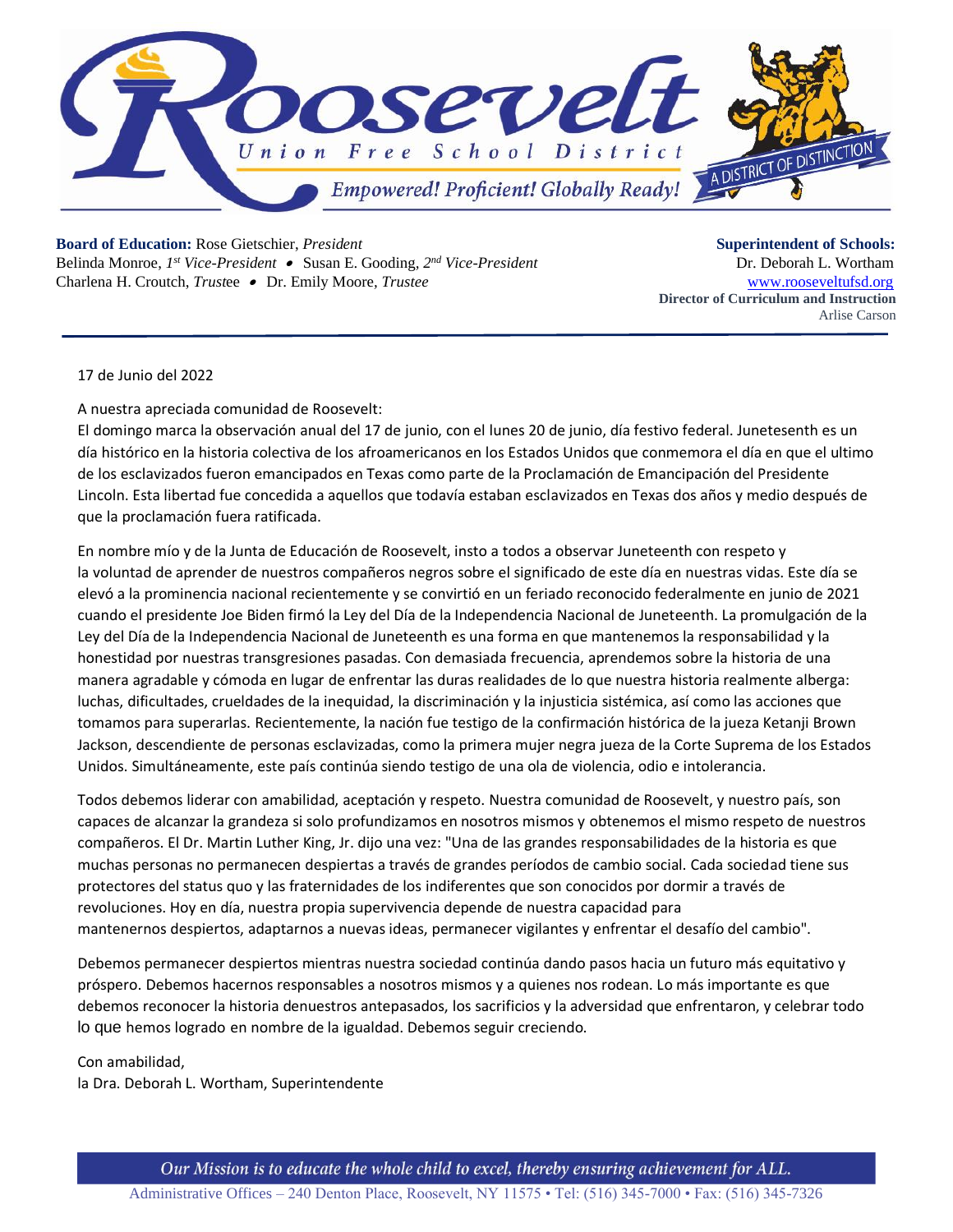**Board of Education:** Rose Gietschier, *President*
Belinda Monroe, *1st Vice-President* • Susan E. Gooding, *2nd Vice-President*
Charlena H. Croutch, *Trustee* • Dr. Emily Moore, *Trustee*

**Superintendent of Schools:**
Dr. Deborah L. Wortham
www.rooseveltufsd.org
**Director of Curriculum and Instruction**
Arlise Carson

17 de Junio del 2022

A nuestra apreciada comunidad de Roosevelt:

El domingo marca la observación anual del 17 de junio, con el lunes 20 de junio, día festivo federal. Junetesenth es un día histórico en la historia colectiva de los afroamericanos en los Estados Unidos que conmemora el día en que el ultimo de los esclavizados fueron emancipados en Texas como parte de la Proclamación de Emancipación del Presidente Lincoln. Esta libertad fue concedida a aquellos que todavía estaban esclavizados en Texas dos años y medio después de que la proclamación fuera ratificada.

En nombre mío y de la Junta de Educación de Roosevelt, insto a todos a observar Juneteenth con respeto y la voluntad de aprender de nuestros compañeros negros sobre el significado de este día en nuestras vidas. Este día se elevó a la prominencia nacional recientemente y se convirtió en un feriado reconocido federalmente en junio de 2021 cuando el presidente Joe Biden firmó la Ley del Día de la Independencia Nacional de Juneteenth. La promulgación de la Ley del Día de la Independencia Nacional de Juneteenth es una forma en que mantenemos la responsabilidad y la honestidad por nuestras transgresiones pasadas. Con demasiada frecuencia, aprendemos sobre la historia de una manera agradable y cómoda en lugar de enfrentar las duras realidades de lo que nuestra historia realmente alberga: luchas, dificultades, crueldades de la inequidad, la discriminación y la injusticia sistémica, así como las acciones que tomamos para superarlas. Recientemente, la nación fue testigo de la confirmación histórica de la jueza Ketanji Brown Jackson, descendiente de personas esclavizadas, como la primera mujer negra jueza de la Corte Suprema de los Estados Unidos. Simultáneamente, este país continúa siendo testigo de una ola de violencia, odio e intolerancia.

Todos debemos liderar con amabilidad, aceptación y respeto. Nuestra comunidad de Roosevelt, y nuestro país, son capaces de alcanzar la grandeza si solo profundizamos en nosotros mismos y obtenemos el mismo respeto de nuestros compañeros. El Dr. Martin Luther King, Jr. dijo una vez: "Una de las grandes responsabilidades de la historia es que muchas personas no permanecen despiertas a través de grandes períodos de cambio social. Cada sociedad tiene sus protectores del status quo y las fraternidades de los indiferentes que son conocidos por dormir a través de revoluciones. Hoy en día, nuestra propia supervivencia depende de nuestra capacidad para mantenernos despiertos, adaptarnos a nuevas ideas, permanecer vigilantes y enfrentar el desafío del cambio".

Debemos permanecer despiertos mientras nuestra sociedad continúa dando pasos hacia un futuro más equitativo y próspero. Debemos hacernos responsables a nosotros mismos y a quienes nos rodean. Lo más importante es que debemos reconocer la historia denuestros antepasados, los sacrificios y la adversidad que enfrentaron, y celebrar todo lo que hemos logrado en nombre de la igualdad. Debemos seguir creciendo.

Con amabilidad,
la Dra. Deborah L. Wortham, Superintendente

*Our Mission is to educate the whole child to excel, thereby ensuring achievement for ALL.*

Administrative Offices – 240 Denton Place, Roosevelt, NY 11575 • Tel: (516) 345-7000 • Fax: (516) 345-7326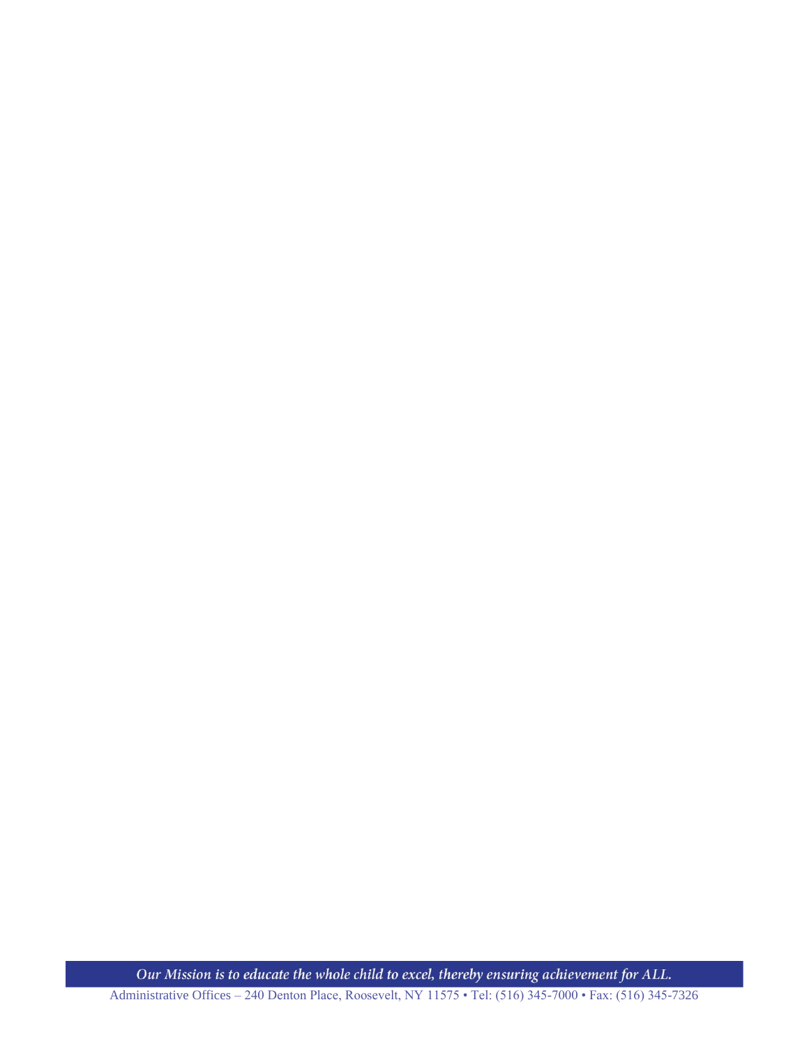*Our Mission is to educate the whole child to excel, thereby ensuring achievement for ALL.*

Administrative Offices – 240 Denton Place, Roosevelt, NY 11575 • Tel: (516) 345-7000 • Fax: (516) 345-7326